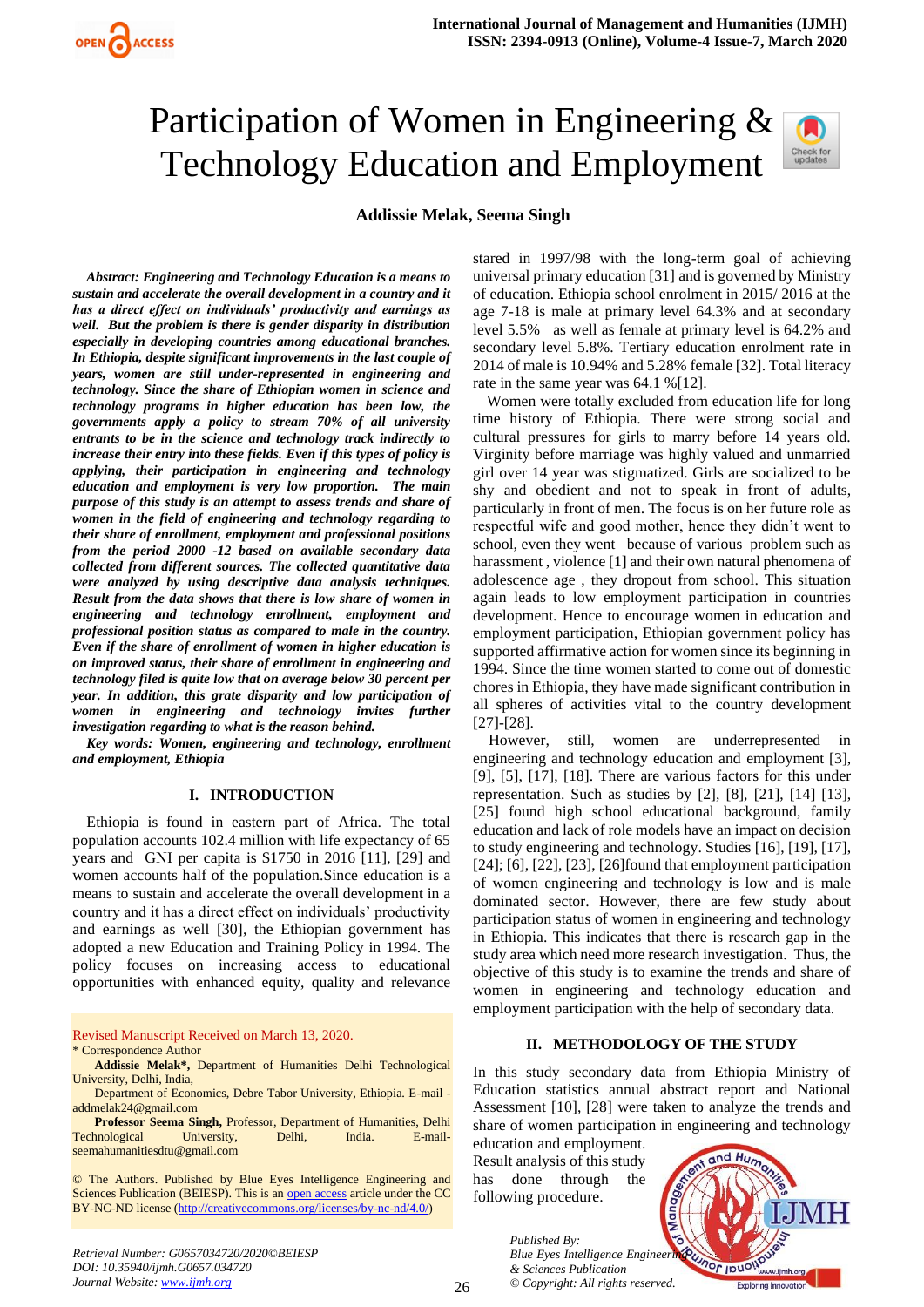# Participation of Women in Engineering & Technology Education and Employment

**Addissie Melak, Seema Singh**

***Abstract: Engineering and Technology Education is a means to sustain and accelerate the overall development in a country and it has a direct effect on individuals' productivity and earnings as well. But the problem is there is gender disparity in distribution especially in developing countries among educational branches. In Ethiopia, despite significant improvements in the last couple of years, women are still under-represented in engineering and technology. Since the share of Ethiopian women in science and technology programs in higher education has been low, the governments apply a policy to stream 70% of all university entrants to be in the science and technology track indirectly to increase their entry into these fields. Even if this types of policy is applying, their participation in engineering and technology education and employment is very low proportion. The main purpose of this study is an attempt to assess trends and share of women in the field of engineering and technology regarding to their share of enrollment, employment and professional positions from the period 2000 -12 based on available secondary data collected from different sources. The collected quantitative data were analyzed by using descriptive data analysis techniques. Result from the data shows that there is low share of women in engineering and technology enrollment, employment and professional position status as compared to male in the country. Even if the share of enrollment of women in higher education is on improved status, their share of enrollment in engineering and technology filed is quite low that on average below 30 percent per year. In addition, this grate disparity and low participation of women in engineering and technology invites further investigation regarding to what is the reason behind.***

***Key words: Women, engineering and technology, enrollment and employment, Ethiopia***

## I. INTRODUCTION

Ethiopia is found in eastern part of Africa. The total population accounts 102.4 million with life expectancy of 65 years and GNI per capita is $1750 in 2016 [11], [29] and women accounts half of the population.Since education is a means to sustain and accelerate the overall development in a country and it has a direct effect on individuals' productivity and earnings as well [30], the Ethiopian government has adopted a new Education and Training Policy in 1994. The policy focuses on increasing access to educational opportunities with enhanced equity, quality and relevance stared in 1997/98 with the long-term goal of achieving universal primary education [31] and is governed by Ministry of education. Ethiopia school enrolment in 2015/ 2016 at the age 7-18 is male at primary level 64.3% and at secondary level 5.5% as well as female at primary level is 64.2% and secondary level 5.8%. Tertiary education enrolment rate in 2014 of male is 10.94% and 5.28% female [32]. Total literacy rate in the same year was 64.1 %[12].

Women were totally excluded from education life for long time history of Ethiopia. There were strong social and cultural pressures for girls to marry before 14 years old. Virginity before marriage was highly valued and unmarried girl over 14 year was stigmatized. Girls are socialized to be shy and obedient and not to speak in front of adults, particularly in front of men. The focus is on her future role as respectful wife and good mother, hence they didn't went to school, even they went because of various problem such as harassment , violence [1] and their own natural phenomena of adolescence age , they dropout from school. This situation again leads to low employment participation in countries development. Hence to encourage women in education and employment participation, Ethiopian government policy has supported affirmative action for women since its beginning in 1994. Since the time women started to come out of domestic chores in Ethiopia, they have made significant contribution in all spheres of activities vital to the country development [27]-[28].

However, still, women are underrepresented in engineering and technology education and employment [3], [9], [5], [17], [18]. There are various factors for this under representation. Such as studies by [2], [8], [21], [14] [13], [25] found high school educational background, family education and lack of role models have an impact on decision to study engineering and technology. Studies [16], [19], [17], [24]; [6], [22], [23], [26]found that employment participation of women engineering and technology is low and is male dominated sector. However, there are few study about participation status of women in engineering and technology in Ethiopia. This indicates that there is research gap in the study area which need more research investigation. Thus, the objective of this study is to examine the trends and share of women in engineering and technology education and employment participation with the help of secondary data.

## II. METHODOLOGY OF THE STUDY

In this study secondary data from Ethiopia Ministry of Education statistics annual abstract report and National Assessment [10], [28] were taken to analyze the trends and share of women participation in engineering and technology education and employment.

Result analysis of this study has done through the following procedure.

Revised Manuscript Received on March 13, 2020.

\* Correspondence Author

**Addissie Melak\***, Department of Humanities Delhi Technological University, Delhi, India,

Department of Economics, Debre Tabor University, Ethiopia. E-mail - addmelak24@gmail.com

**Professor Seema Singh,** Professor, Department of Humanities, Delhi Technological University, Delhi, India. E-mail- seemahumanitiesdtu@gmail.com

© The Authors. Published by Blue Eyes Intelligence Engineering and Sciences Publication (BEIESP). This is an open access article under the CC BY-NC-ND license (http://creativecommons.org/licenses/by-nc-nd/4.0/)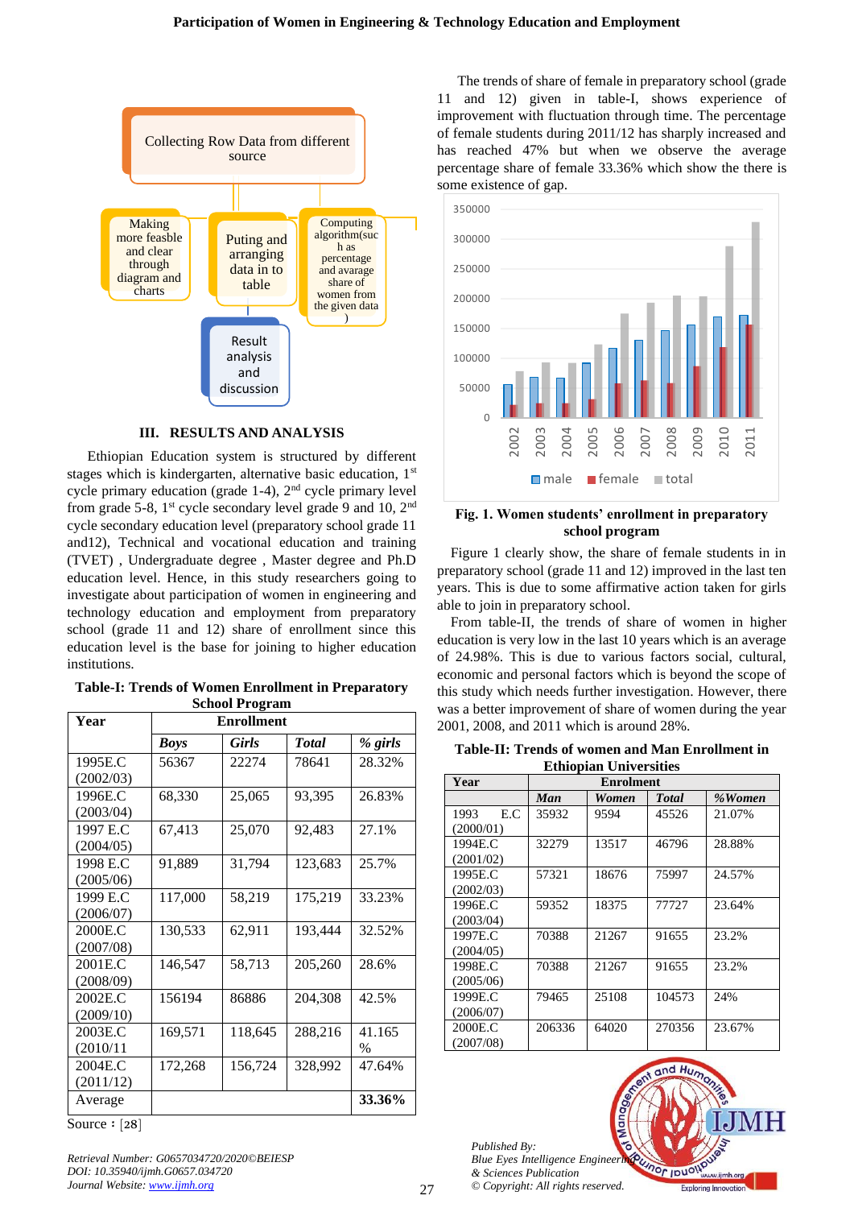Collecting Row Data from different source

Making more feasble and clear through diagram and charts

Puting and arranging data in to table

Computing algorithm(such as percentage and avarage share of women from the given data )

Result analysis and discussion

## III. RESULTS AND ANALYSIS

Ethiopian Education system is structured by different stages which is kindergarten, alternative basic education, 1st cycle primary education (grade 1-4), 2nd cycle primary level from grade 5-8, 1st cycle secondary level grade 9 and 10, 2nd cycle secondary education level (preparatory school grade 11 and12), Technical and vocational education and training (TVET) , Undergraduate degree , Master degree and Ph.D education level. Hence, in this study researchers going to investigate about participation of women in engineering and technology education and employment from preparatory school (grade 11 and 12) share of enrollment since this education level is the base for joining to higher education institutions.

**Table-I: Trends of Women Enrollment in Preparatory School Program**

| Year | Enrollment | | | |
|---|---|---|---|---|
| | *Boys* | *Girls* | *Total* | *% girls* |
| 1995E.C (2002/03) | 56367 | 22274 | 78641 | 28.32% |
| 1996E.C (2003/04) | 68,330 | 25,065 | 93,395 | 26.83% |
| 1997 E.C (2004/05) | 67,413 | 25,070 | 92,483 | 27.1% |
| 1998 E.C (2005/06) | 91,889 | 31,794 | 123,683 | 25.7% |
| 1999 E.C (2006/07) | 117,000 | 58,219 | 175,219 | 33.23% |
| 2000E.C (2007/08) | 130,533 | 62,911 | 193,444 | 32.52% |
| 2001E.C (2008/09) | 146,547 | 58,713 | 205,260 | 28.6% |
| 2002E.C (2009/10) | 156194 | 86886 | 204,308 | 42.5% |
| 2003E.C (2010/11 | 169,571 | 118,645 | 288,216 | 41.165 % |
| 2004E.C (2011/12) | 172,268 | 156,724 | 328,992 | 47.64% |
| Average | | | | **33.36%** |

Source : [28]

The trends of share of female in preparatory school (grade 11 and 12) given in table-I, shows experience of improvement with fluctuation through time. The percentage of female students during 2011/12 has sharply increased and has reached 47% but when we observe the average percentage share of female 33.36% which show the there is some existence of gap.

**Fig. 1. Women students' enrollment in preparatory school program**

Figure 1 clearly show, the share of female students in in preparatory school (grade 11 and 12) improved in the last ten years. This is due to some affirmative action taken for girls able to join in preparatory school.

From table-II, the trends of share of women in higher education is very low in the last 10 years which is an average of 24.98%. This is due to various factors social, cultural, economic and personal factors which is beyond the scope of this study which needs further investigation. However, there was a better improvement of share of women during the year 2001, 2008, and 2011 which is around 28%.

**Table-II: Trends of women and Man Enrollment in Ethiopian Universities**

| Year | Enrolment | | | |
|---|---|---|---|---|
| | *Man* | *Women* | *Total* | *%Women* |
| 1993 E.C (2000/01) | 35932 | 9594 | 45526 | 21.07% |
| 1994E.C (2001/02) | 32279 | 13517 | 46796 | 28.88% |
| 1995E.C (2002/03) | 57321 | 18676 | 75997 | 24.57% |
| 1996E.C (2003/04) | 59352 | 18375 | 77727 | 23.64% |
| 1997E.C (2004/05) | 70388 | 21267 | 91655 | 23.2% |
| 1998E.C (2005/06) | 70388 | 21267 | 91655 | 23.2% |
| 1999E.C (2006/07) | 79465 | 25108 | 104573 | 24% |
| 2000E.C (2007/08) | 206336 | 64020 | 270356 | 23.67% |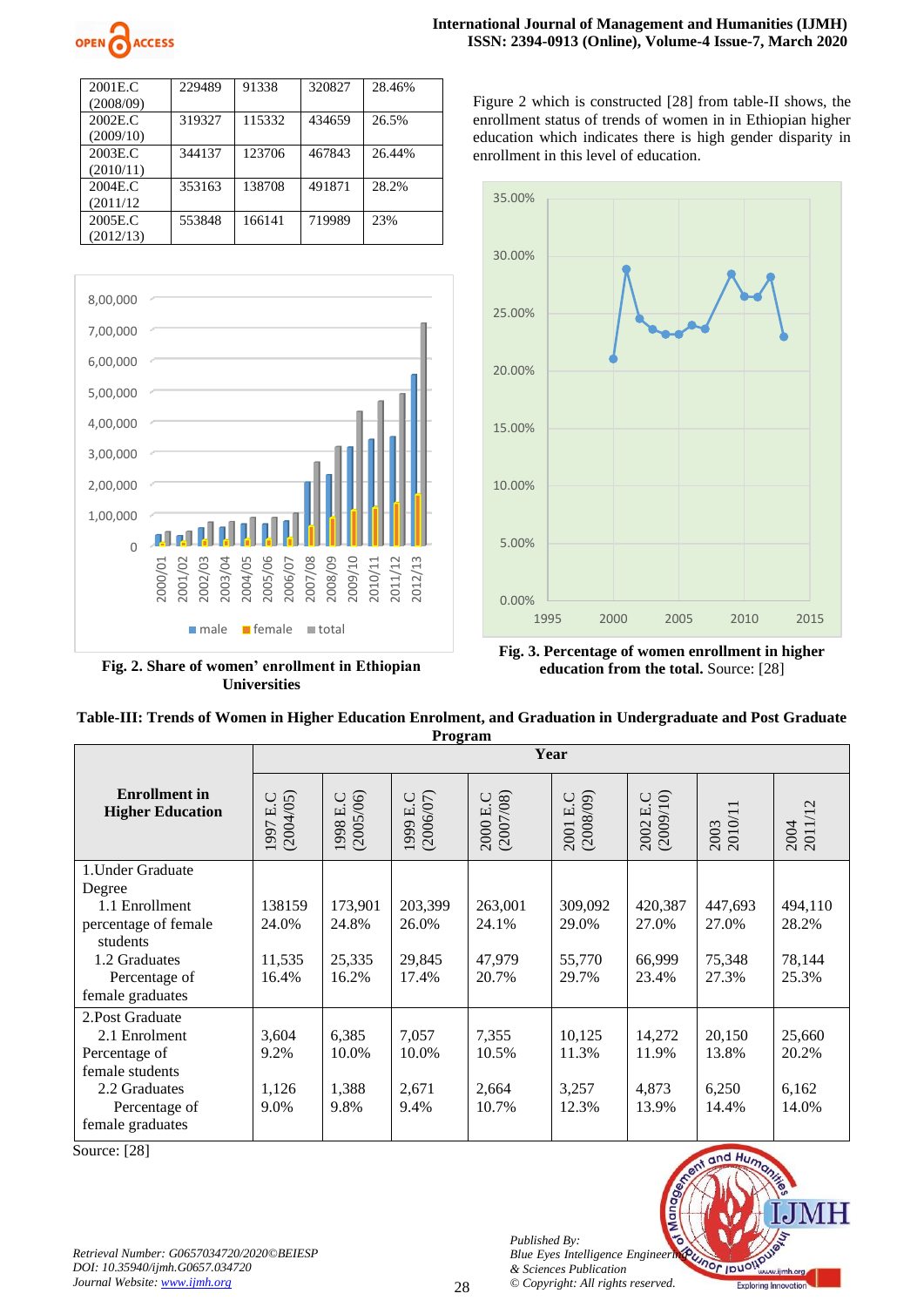| 2001E.C (2008/09) | 229489 | 91338 | 320827 | 28.46% |
|---|---|---|---|---|
| 2002E.C (2009/10) | 319327 | 115332 | 434659 | 26.5% |
| 2003E.C (2010/11) | 344137 | 123706 | 467843 | 26.44% |
| 2004E.C (2011/12 | 353163 | 138708 | 491871 | 28.2% |
| 2005E.C (2012/13) | 553848 | 166141 | 719989 | 23% |

**Fig. 2. Share of women' enrollment in Ethiopian Universities**

Figure 2 which is constructed [28] from table-II shows, the enrollment status of trends of women in in Ethiopian higher education which indicates there is high gender disparity in enrollment in this level of education.

**Fig. 3. Percentage of women enrollment in higher education from the total.** Source: [28]

**Table-III: Trends of Women in Higher Education Enrolment, and Graduation in Undergraduate and Post Graduate Program**

| Enrollment in Higher Education | Year | | | | | | | |
|---|---|---|---|---|---|---|---|---|
| | 1997 E.C (2004/05) | 1998 E.C (2005/06) | 1999 E.C (2006/07) | 2000 E.C (2007/08) | 2001 E.C (2008/09) | 2002 E.C (2009/10) | 2003 2010/11 | 2004 2011/12 |
| 1.Under Graduate Degree | | | | | | | | |
| 1.1 Enrollment | 138159 | 173,901 | 203,399 | 263,001 | 309,092 | 420,387 | 447,693 | 494,110 |
| percentage of female students | 24.0% | 24.8% | 26.0% | 24.1% | 29.0% | 27.0% | 27.0% | 28.2% |
| 1.2 Graduates | 11,535 | 25,335 | 29,845 | 47,979 | 55,770 | 66,999 | 75,348 | 78,144 |
| Percentage of female graduates | 16.4% | 16.2% | 17.4% | 20.7% | 29.7% | 23.4% | 27.3% | 25.3% |
| 2.Post Graduate | | | | | | | | |
| 2.1 Enrolment | 3,604 | 6,385 | 7,057 | 7,355 | 10,125 | 14,272 | 20,150 | 25,660 |
| Percentage of female students | 9.2% | 10.0% | 10.0% | 10.5% | 11.3% | 11.9% | 13.8% | 20.2% |
| 2.2 Graduates | 1,126 | 1,388 | 2,671 | 2,664 | 3,257 | 4,873 | 6,250 | 6,162 |
| Percentage of female graduates | 9.0% | 9.8% | 9.4% | 10.7% | 12.3% | 13.9% | 14.4% | 14.0% |

Source: [28]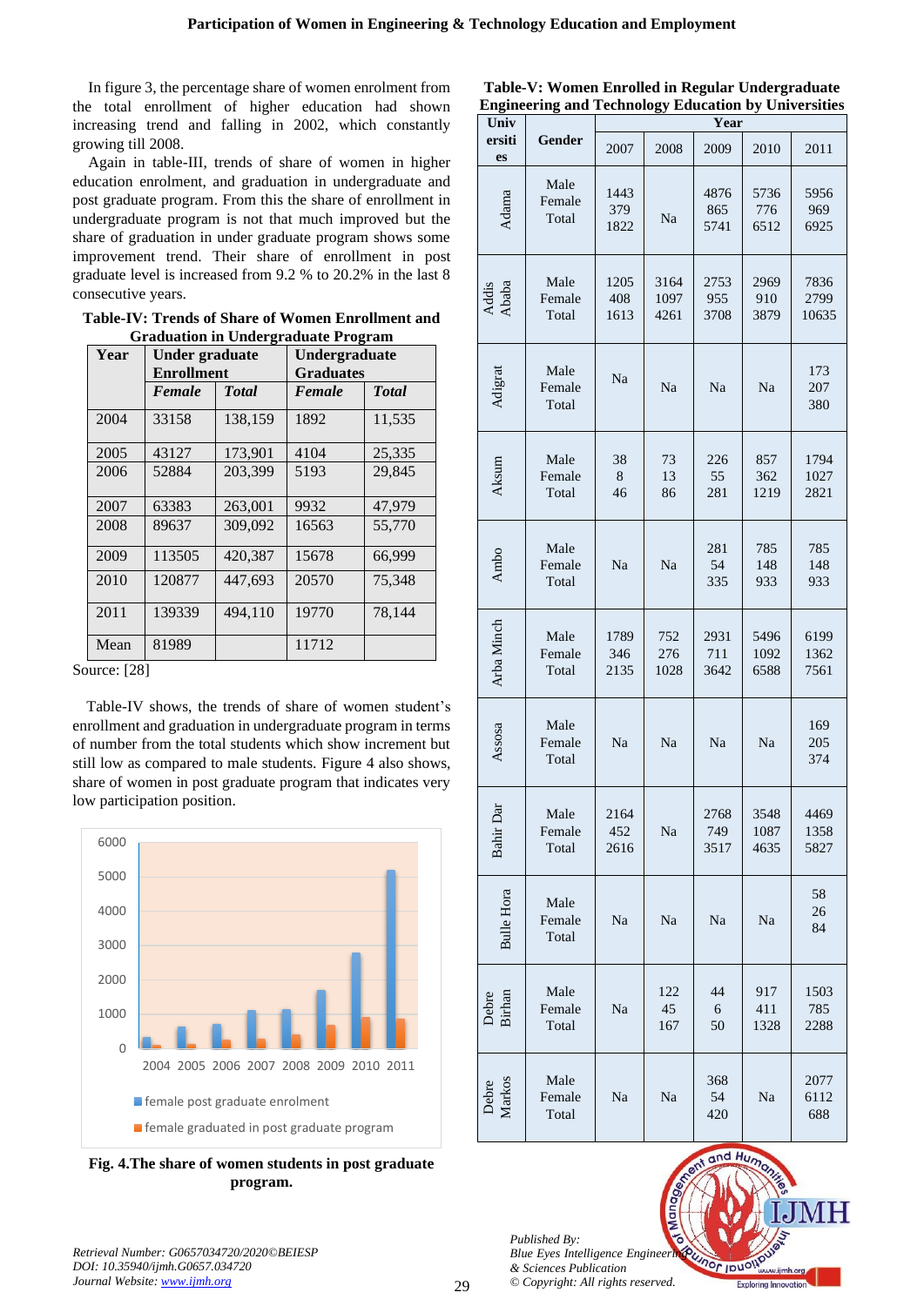In figure 3, the percentage share of women enrolment from the total enrollment of higher education had shown increasing trend and falling in 2002, which constantly growing till 2008.

Again in table-III, trends of share of women in higher education enrolment, and graduation in undergraduate and post graduate program. From this the share of enrollment in undergraduate program is not that much improved but the share of graduation in under graduate program shows some improvement trend. Their share of enrollment in post graduate level is increased from 9.2 % to 20.2% in the last 8 consecutive years.

**Table-IV: Trends of Share of Women Enrollment and Graduation in Undergraduate Program**

| Year | Under graduate Enrollment | | Undergraduate Graduates | |
|---|---|---|---|---|
| | ***Female*** | ***Total*** | ***Female*** | ***Total*** |
| 2004 | 33158 | 138,159 | 1892 | 11,535 |
| 2005 | 43127 | 173,901 | 4104 | 25,335 |
| 2006 | 52884 | 203,399 | 5193 | 29,845 |
| 2007 | 63383 | 263,001 | 9932 | 47,979 |
| 2008 | 89637 | 309,092 | 16563 | 55,770 |
| 2009 | 113505 | 420,387 | 15678 | 66,999 |
| 2010 | 120877 | 447,693 | 20570 | 75,348 |
| 2011 | 139339 | 494,110 | 19770 | 78,144 |
| Mean | 81989 | | 11712 | |

Source: [28]

Table-IV shows, the trends of share of women student's enrollment and graduation in undergraduate program in terms of number from the total students which show increment but still low as compared to male students. Figure 4 also shows, share of women in post graduate program that indicates very low participation position.

**Fig. 4.The share of women students in post graduate program.**

**Table-V: Women Enrolled in Regular Undergraduate Engineering and Technology Education by Universities**

| Universities | Gender | 2007 | 2008 | 2009 | 2010 | 2011 |
|---|---|---|---|---|---|---|
| Adama | Male<br>Female<br>Total | 1443<br>379<br>1822 | Na | 4876<br>865<br>5741 | 5736<br>776<br>6512 | 5956<br>969<br>6925 |
| Addis Ababa | Male<br>Female<br>Total | 1205<br>408<br>1613 | 3164<br>1097<br>4261 | 2753<br>955<br>3708 | 2969<br>910<br>3879 | 7836<br>2799<br>10635 |
| Adigrat | Male<br>Female<br>Total | Na | Na | Na | Na | 173<br>207<br>380 |
| Aksum | Male<br>Female<br>Total | 38<br>8<br>46 | 73<br>13<br>86 | 226<br>55<br>281 | 857<br>362<br>1219 | 1794<br>1027<br>2821 |
| Ambo | Male<br>Female<br>Total | Na | Na | 281<br>54<br>335 | 785<br>148<br>933 | 785<br>148<br>933 |
| Arba Minch | Male<br>Female<br>Total | 1789<br>346<br>2135 | 752<br>276<br>1028 | 2931<br>711<br>3642 | 5496<br>1092<br>6588 | 6199<br>1362<br>7561 |
| Assosa | Male<br>Female<br>Total | Na | Na | Na | Na | 169<br>205<br>374 |
| Bahir Dar | Male<br>Female<br>Total | 2164<br>452<br>2616 | Na | 2768<br>749<br>3517 | 3548<br>1087<br>4635 | 4469<br>1358<br>5827 |
| Bulle Hora | Male<br>Female<br>Total | Na | Na | Na | Na | 58<br>26<br>84 |
| Debre Birhan | Male<br>Female<br>Total | Na | 122<br>45<br>167 | 44<br>6<br>50 | 917<br>411<br>1328 | 1503<br>785<br>2288 |
| Debre Markos | Male<br>Female<br>Total | Na | Na | 368<br>54<br>420 | Na | 2077<br>6112<br>688 |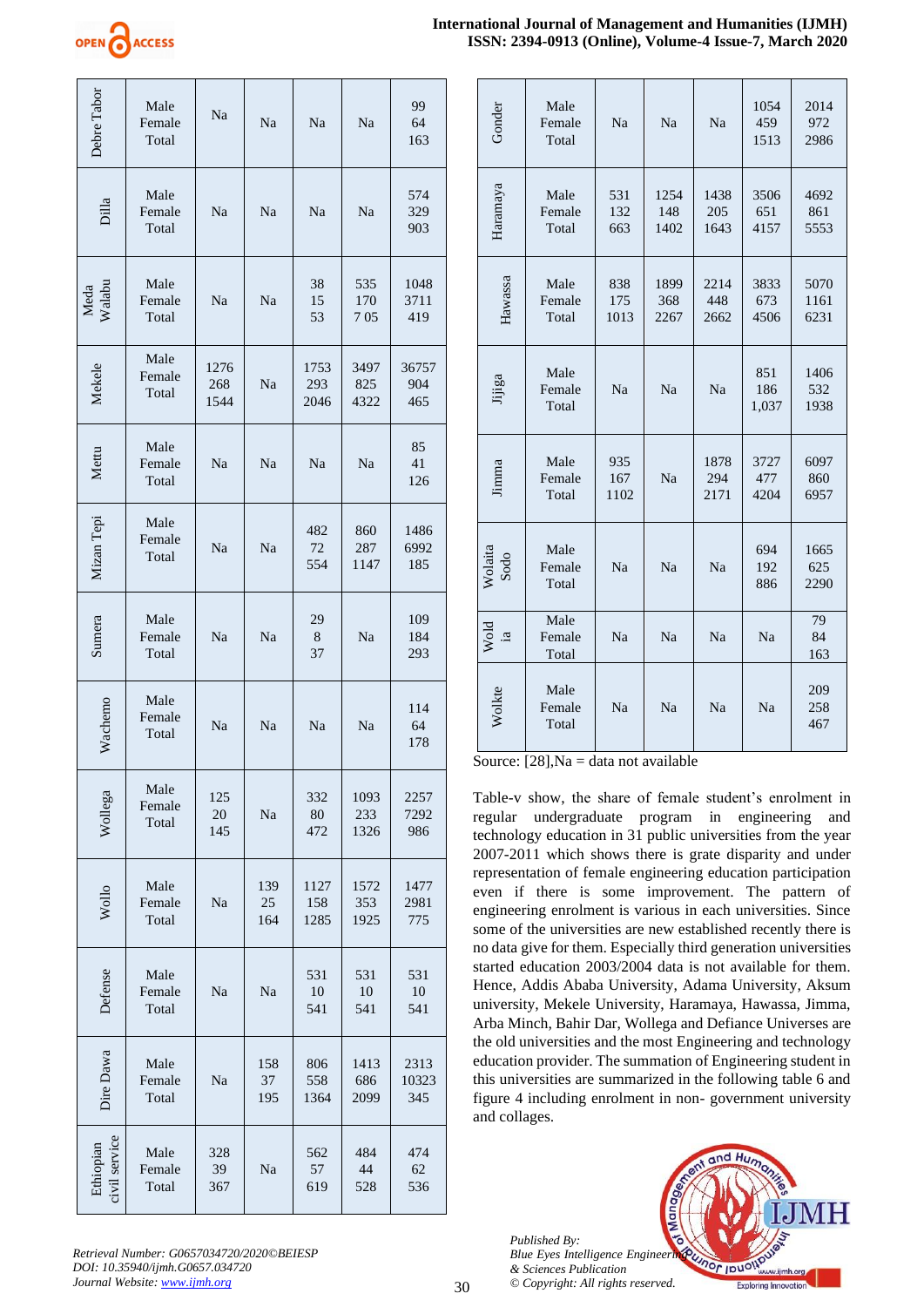| Debre Tabor | Male<br>Female<br>Total | Na | Na | Na | Na | 99<br>64<br>163 |
|---|---|---|---|---|---|---|
| Dilla | Male<br>Female<br>Total | Na | Na | Na | Na | 574<br>329<br>903 |
| Meda Walabu | Male<br>Female<br>Total | Na | Na | 38<br>15<br>53 | 535<br>170<br>7 05 | 1048<br>3711<br>419 |
| Mekele | Male<br>Female<br>Total | 1276<br>268<br>1544 | Na | 1753<br>293<br>2046 | 3497<br>825<br>4322 | 36757<br>904<br>465 |
| Mettu | Male<br>Female<br>Total | Na | Na | Na | Na | 85<br>41<br>126 |
| Mizan Tepi | Male<br>Female<br>Total | Na | Na | 482<br>72<br>554 | 860<br>287<br>1147 | 1486<br>6992<br>185 |
| Sumera | Male<br>Female<br>Total | Na | Na | 29<br>8<br>37 | Na | 109<br>184<br>293 |
| Wachemo | Male<br>Female<br>Total | Na | Na | Na | Na | 114<br>64<br>178 |
| Wollega | Male<br>Female<br>Total | 125<br>20<br>145 | Na | 332<br>80<br>472 | 1093<br>233<br>1326 | 2257<br>7292<br>986 |
| Wollo | Male<br>Female<br>Total | Na | 139<br>25<br>164 | 1127<br>158<br>1285 | 1572<br>353<br>1925 | 1477<br>2981<br>775 |
| Defense | Male<br>Female<br>Total | Na | Na | 531<br>10<br>541 | 531<br>10<br>541 | 531<br>10<br>541 |
| Dire Dawa | Male<br>Female<br>Total | Na | 158<br>37<br>195 | 806<br>558<br>1364 | 1413<br>686<br>2099 | 2313<br>10323<br>345 |
| Ethiopian civil service | Male<br>Female<br>Total | 328<br>39<br>367 | Na | 562<br>57<br>619 | 484<br>44<br>528 | 474<br>62<br>536 |
| Gonder | Male<br>Female<br>Total | Na | Na | Na | 1054<br>459<br>1513 | 2014<br>972<br>2986 |
| Haramaya | Male<br>Female<br>Total | 531<br>132<br>663 | 1254<br>148<br>1402 | 1438<br>205<br>1643 | 3506<br>651<br>4157 | 4692<br>861<br>5553 |
| Hawassa | Male<br>Female<br>Total | 838<br>175<br>1013 | 1899<br>368<br>2267 | 2214<br>448<br>2662 | 3833<br>673<br>4506 | 5070<br>1161<br>6231 |
| Jijiga | Male<br>Female<br>Total | Na | Na | Na | 851<br>186<br>1,037 | 1406<br>532<br>1938 |
| Jimma | Male<br>Female<br>Total | 935<br>167<br>1102 | Na | 1878<br>294<br>2171 | 3727<br>477<br>4204 | 6097<br>860<br>6957 |
| Wolaita Sodo | Male<br>Female<br>Total | Na | Na | Na | 694<br>192<br>886 | 1665<br>625<br>2290 |
| Wold ia | Male<br>Female<br>Total | Na | Na | Na | Na | 79<br>84<br>163 |
| Wolkte | Male<br>Female<br>Total | Na | Na | Na | Na | 209<br>258<br>467 |

Source: [28],Na = data not available

Table-v show, the share of female student's enrolment in regular undergraduate program in engineering and technology education in 31 public universities from the year 2007-2011 which shows there is grate disparity and under representation of female engineering education participation even if there is some improvement. The pattern of engineering enrolment is various in each universities. Since some of the universities are new established recently there is no data give for them. Especially third generation universities started education 2003/2004 data is not available for them. Hence, Addis Ababa University, Adama University, Aksum university, Mekele University, Haramaya, Hawassa, Jimma, Arba Minch, Bahir Dar, Wollega and Defiance Universes are the old universities and the most Engineering and technology education provider. The summation of Engineering student in this universities are summarized in the following table 6 and figure 4 including enrolment in non- government university and collages.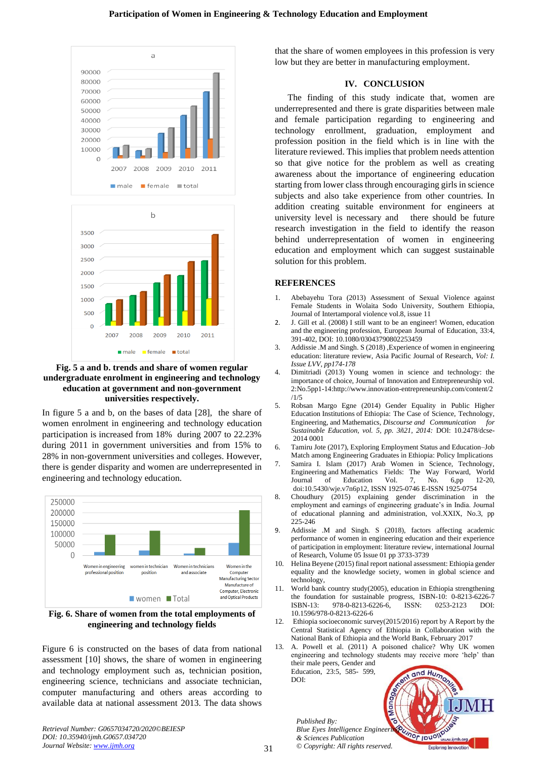Fig. 5 a and b. trends and share of women regular undergraduate enrolment in engineering and technology education at government and non-government universities respectively.

In figure 5 a and b, on the bases of data [28], the share of women enrolment in engineering and technology education participation is increased from 18% during 2007 to 22.23% during 2011 in government universities and from 15% to 28% in non-government universities and colleges. However, there is gender disparity and women are underrepresented in engineering and technology education.

**Fig. 6. Share of women from the total employments of engineering and technology fields**

Figure 6 is constructed on the bases of data from national assessment [10] shows, the share of women in engineering and technology employment such as, technician position, engineering science, technicians and associate technician, computer manufacturing and others areas according to available data at national assessment 2013. The data shows that the share of women employees in this profession is very low but they are better in manufacturing employment.

## IV. CONCLUSION

The finding of this study indicate that, women are underrepresented and there is grate disparities between male and female participation regarding to engineering and technology enrollment, graduation, employment and profession position in the field which is in line with the literature reviewed. This implies that problem needs attention so that give notice for the problem as well as creating awareness about the importance of engineering education starting from lower class through encouraging girls in science subjects and also take experience from other countries. In addition creating suitable environment for engineers at university level is necessary and there should be future research investigation in the field to identify the reason behind underrepresentation of women in engineering education and employment which can suggest sustainable solution for this problem.

## REFERENCES

1. Abebayehu Tora (2013) Assessment of Sexual Violence against Female Students in Wolaita Sodo University, Southern Ethiopia, Journal of Intertamporal violence vol.8, issue 11
2. J. Gill et al. (2008) I still want to be an engineer! Women, education and the engineering profession, European Journal of Education, 33:4, 391-402, DOI: 10.1080/03043790802253459
3. Addissie .M and Singh. S (2018) ,Experience of women in engineering education: literature review, Asia Pacific Journal of Research, *Vol: I. Issue LVV, pp174-178*
4. Dimitriadi (2013) Young women in science and technology: the importance of choice, Journal of Innovation and Entrepreneurship vol. 2:No.5pp1-14:http://www.innovation-entrepreneurship.com/content/2/1/5
5. Robsan Margo Egne (2014) Gender Equality in Public Higher Education Institutions of Ethiopia: The Case of Science, Technology, Engineering, and Mathematics, *Discourse and Communication for Sustainable Education, vol. 5, pp. 3ñ21, 2014:* DOI: 10.2478/dcse-2014 0001
6. Tamiru Jote (2017), Exploring Employment Status and Education–Job Match among Engineering Graduates in Ethiopia: Policy Implications
7. Samira I. Islam (2017) Arab Women in Science, Technology, Engineering and Mathematics Fields: The Way Forward, World Journal of Education Vol. 7, No. 6,pp 12-20, doi:10.5430/wje.v7n6p12, ISSN 1925-0746 E-ISSN 1925-0754
8. Choudhury (2015) explaining gender discrimination in the employment and earnings of engineering graduate's in India. Journal of educational planning and administration, vol.XXIX, No.3, pp 225-246
9. Addissie .M and Singh. S (2018), factors affecting academic performance of women in engineering education and their experience of participation in employment: literature review, international Journal of Research, Volume 05 Issue 01 pp 3733-3739
10. Helina Beyene (2015) final report national assessment: Ethiopia gender equality and the knowledge society, women in global science and technology,
11. World bank country study(2005), education in Ethiopia strengthening the foundation for sustainable progress, ISBN-10: 0-8213-6226-7 ISBN-13: 978-0-8213-6226-6, ISSN: 0253-2123 DOI: 10.1596/978-0-8213-6226-6
12. Ethiopia socioeconomic survey(2015/2016) report by A Report by the Central Statistical Agency of Ethiopia in Collaboration with the National Bank of Ethiopia and the World Bank, February 2017
13. A. Powell et al. (2011) A poisoned chalice? Why UK women engineering and technology students may receive more 'help' than their male peers, Gender and Education, 23:5, 585- 599, DOI: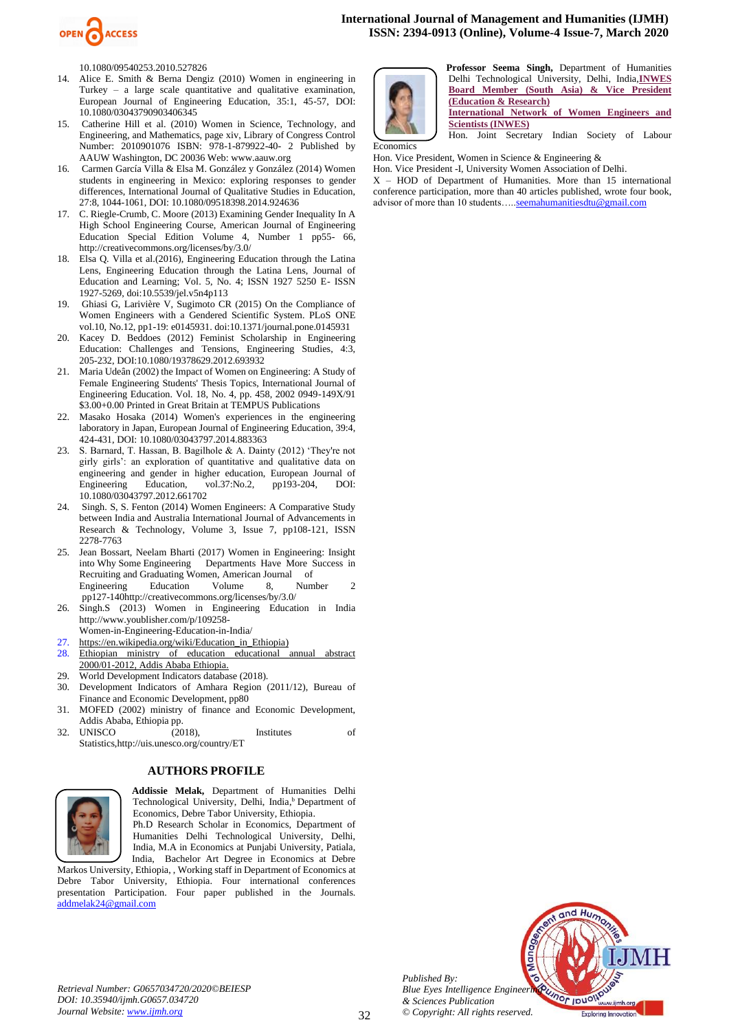10.1080/09540253.2010.527826

14. Alice E. Smith & Berna Dengiz (2010) Women in engineering in Turkey – a large scale quantitative and qualitative examination, European Journal of Engineering Education, 35:1, 45-57, DOI: 10.1080/03043790903406345
15. Catherine Hill et al. (2010) Women in Science, Technology, and Engineering, and Mathematics, page xiv, Library of Congress Control Number: 2010901076 ISBN: 978-1-879922-40- 2 Published by AAUW Washington, DC 20036 Web: www.aauw.org
16. Carmen García Villa & Elsa M. González y González (2014) Women students in engineering in Mexico: exploring responses to gender differences, International Journal of Qualitative Studies in Education, 27:8, 1044-1061, DOI: 10.1080/09518398.2014.924636
17. C. Riegle-Crumb, C. Moore (2013) Examining Gender Inequality In A High School Engineering Course, American Journal of Engineering Education Special Edition Volume 4, Number 1 pp55- 66, http://creativecommons.org/licenses/by/3.0/
18. Elsa Q. Villa et al.(2016), Engineering Education through the Latina Lens, Engineering Education through the Latina Lens, Journal of Education and Learning; Vol. 5, No. 4; ISSN 1927 5250 E- ISSN 1927-5269, doi:10.5539/jel.v5n4p113
19. Ghiasi G, Larivière V, Sugimoto CR (2015) On the Compliance of Women Engineers with a Gendered Scientific System. PLoS ONE vol.10, No.12, pp1-19: e0145931. doi:10.1371/journal.pone.0145931
20. Kacey D. Beddoes (2012) Feminist Scholarship in Engineering Education: Challenges and Tensions, Engineering Studies, 4:3, 205-232, DOI:10.1080/19378629.2012.693932
21. Maria Udeân (2002) the Impact of Women on Engineering: A Study of Female Engineering Students' Thesis Topics, International Journal of Engineering Education. Vol. 18, No. 4, pp. 458, 2002 0949-149X/91 $3.00+0.00 Printed in Great Britain at TEMPUS Publications
22. Masako Hosaka (2014) Women's experiences in the engineering laboratory in Japan, European Journal of Engineering Education, 39:4, 424-431, DOI: 10.1080/03043797.2014.883363
23. S. Barnard, T. Hassan, B. Bagilhole & A. Dainty (2012) 'They're not girly girls': an exploration of quantitative and qualitative data on engineering and gender in higher education, European Journal of Engineering Education, vol.37:No.2, pp193-204, DOI: 10.1080/03043797.2012.661702
24. Singh. S, S. Fenton (2014) Women Engineers: A Comparative Study between India and Australia International Journal of Advancements in Research & Technology, Volume 3, Issue 7, pp108-121, ISSN 2278-7763
25. Jean Bossart, Neelam Bharti (2017) Women in Engineering: Insight into Why Some Engineering Departments Have More Success in Recruiting and Graduating Women, American Journal of Engineering Education Volume 8, Number 2 pp127-140http://creativecommons.org/licenses/by/3.0/
26. Singh.S (2013) Women in Engineering Education in India http://www.youblisher.com/p/109258-Women-in-Engineering-Education-in-India/
27. https://en.wikipedia.org/wiki/Education_in_Ethiopia)
28. Ethiopian ministry of education educational annual abstract 2000/01-2012, Addis Ababa Ethiopia.
29. World Development Indicators database (2018).
30. Development Indicators of Amhara Region (2011/12), Bureau of Finance and Economic Development, pp80
31. MOFED (2002) ministry of finance and Economic Development, Addis Ababa, Ethiopia pp.
32. UNISCO (2018), Institutes of Statistics,http://uis.unesco.org/country/ET

## AUTHORS PROFILE

**Addissie Melak,** Department of Humanities Delhi Technological University, Delhi, India,[b] Department of Economics, Debre Tabor University, Ethiopia.
Ph.D Research Scholar in Economics, Department of Humanities Delhi Technological University, Delhi, India, M.A in Economics at Punjabi University, Patiala, India, Bachelor Art Degree in Economics at Debre Markos University, Ethiopia, , Working staff in Department of Economics at Debre Tabor University, Ethiopia. Four international conferences presentation Participation. Four paper published in the Journals. addmelak24@gmail.com

**Professor Seema Singh,** Department of Humanities Delhi Technological University, Delhi, India,**INWES Board Member (South Asia) & Vice President (Education & Research) International Network of Women Engineers and Scientists (INWES)**
Hon. Joint Secretary Indian Society of Labour Economics
Hon. Vice President, Women in Science & Engineering &
Hon. Vice President -I, University Women Association of Delhi.
X – HOD of Department of Humanities. More than 15 international conference participation, more than 40 articles published, wrote four book, advisor of more than 10 students…..seemahumanitiesdtu@gmail.com